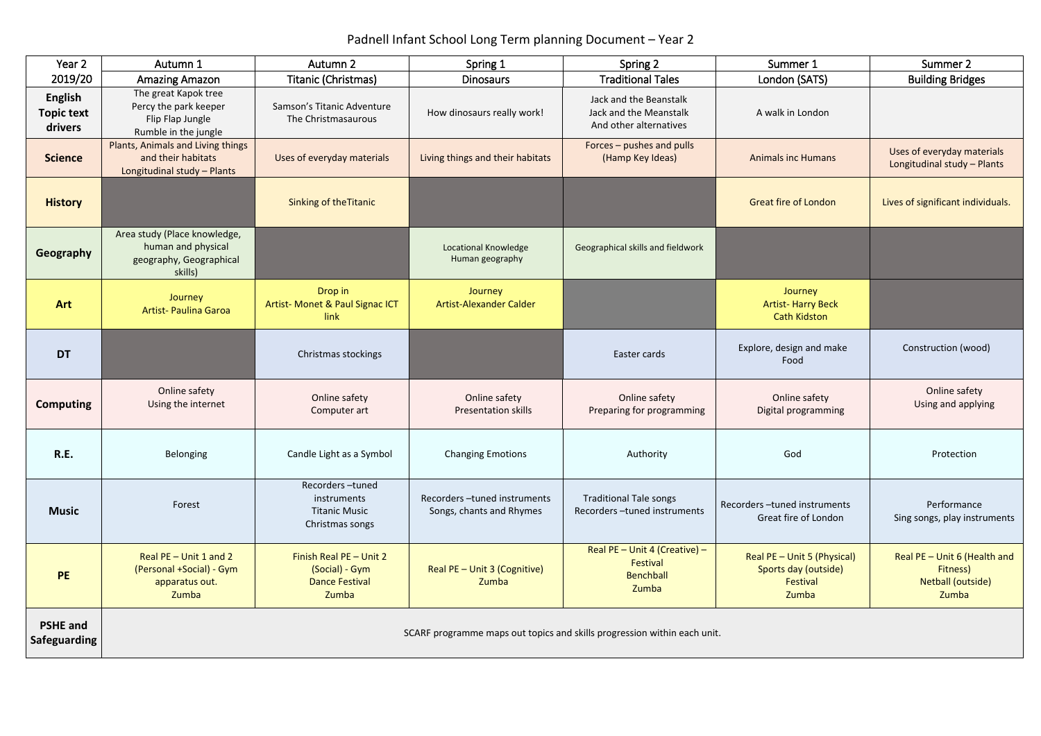# Padnell Infant School Long Term planning Document – Year 2

| Year 2 2019/20 | Autumn 1 Amazing Amazon | Autumn 2 Titanic (Christmas) | Spring 1 Dinosaurs | Spring 2 Traditional Tales | Summer 1 London (SATS) | Summer 2 Building Bridges |
|---|---|---|---|---|---|---|
| **English Topic text drivers** | The great Kapok tree<br>Percy the park keeper<br>Flip Flap Jungle<br>Rumble in the jungle | Samson's Titanic Adventure<br>The Christmasaurous | How dinosaurs really work! | Jack and the Beanstalk<br>Jack and the Meanstalk<br>And other alternatives | A walk in London | |
| **Science** | Plants, Animals and Living things and their habitats<br>Longitudinal study – Plants | Uses of everyday materials | Living things and their habitats | Forces – pushes and pulls<br>(Hamp Key Ideas) | Animals inc Humans | Uses of everyday materials<br>Longitudinal study – Plants |
| **History** | | Sinking of theTitanic | | | Great fire of London | Lives of significant individuals. |
| **Geography** | Area study (Place knowledge, human and physical geography, Geographical skills) | | Locational Knowledge<br>Human geography | Geographical skills and fieldwork | | |
| **Art** | Journey<br>Artist- Paulina Garoa | Drop in<br>Artist- Monet & Paul Signac ICT link | Journey<br>Artist-Alexander Calder | | Journey<br>Artist- Harry Beck<br>Cath Kidston | |
| **DT** | | Christmas stockings | | Easter cards | Explore, design and make<br>Food | Construction (wood) |
| **Computing** | Online safety<br>Using the internet | Online safety<br>Computer art | Online safety<br>Presentation skills | Online safety<br>Preparing for programming | Online safety<br>Digital programming | Online safety<br>Using and applying |
| **R.E.** | Belonging | Candle Light as a Symbol | Changing Emotions | Authority | God | Protection |
| **Music** | Forest | Recorders –tuned instruments<br>Titanic Music<br>Christmas songs | Recorders –tuned instruments<br>Songs, chants and Rhymes | Traditional Tale songs<br>Recorders –tuned instruments | Recorders –tuned instruments<br>Great fire of London | Performance<br>Sing songs, play instruments |
| **PE** | Real PE – Unit 1 and 2 (Personal +Social) - Gym apparatus out.<br>Zumba | Finish Real PE – Unit 2 (Social) - Gym<br>Dance Festival<br>Zumba | Real PE – Unit 3 (Cognitive)<br>Zumba | Real PE – Unit 4 (Creative) – Festival<br>Benchball<br>Zumba | Real PE – Unit 5 (Physical)<br>Sports day (outside)<br>Festival<br>Zumba | Real PE – Unit 6 (Health and Fitness)<br>Netball (outside)<br>Zumba |
| **PSHE and Safeguarding** | SCARF programme maps out topics and skills progression within each unit. | | | | | |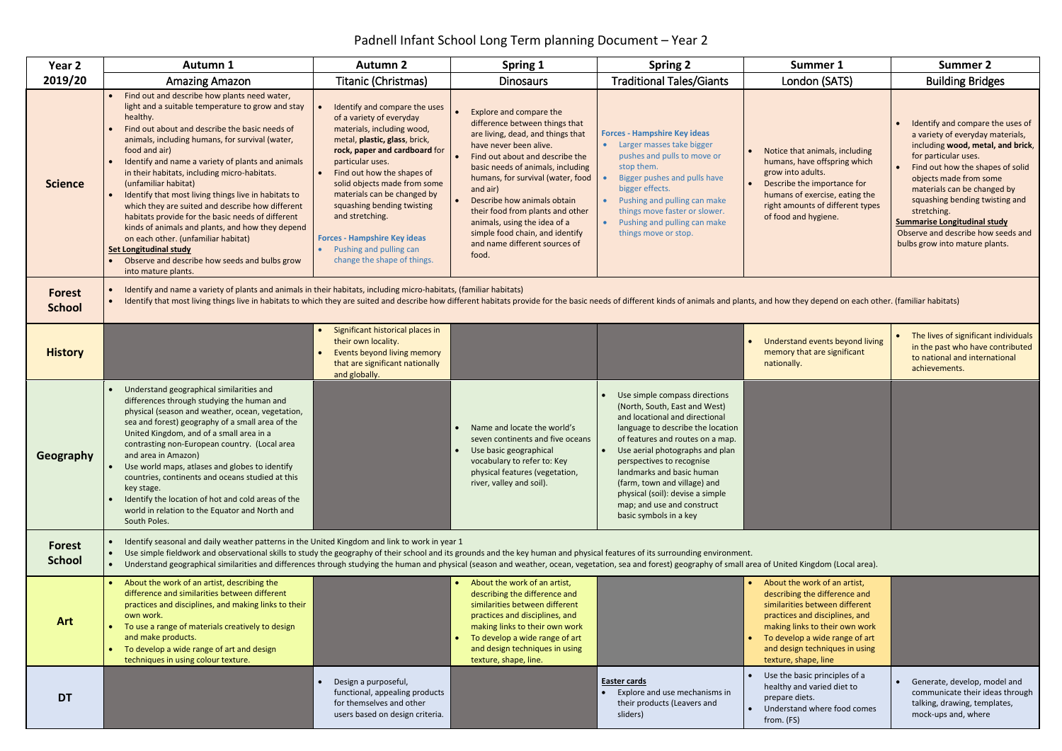# Padnell Infant School Long Term planning Document – Year 2

| Year 2 | Autumn 1 | Autumn 2 | Spring 1 | Spring 2 | Summer 1 | Summer 2 |
|---|---|---|---|---|---|---|
| 2019/20 | Amazing Amazon | Titanic (Christmas) | Dinosaurs | Traditional Tales/Giants | London (SATS) | Building Bridges |
| **Science** | • Find out and describe how plants need water, light and a suitable temperature to grow and stay healthy.<br>• Find out about and describe the basic needs of animals, including humans, for survival (water, food and air)<br>• Identify and name a variety of plants and animals in their habitats, including micro-habitats. (unfamiliar habitat)<br>• Identify that most living things live in habitats to which they are suited and describe how different habitats provide for the basic needs of different kinds of animals and plants, and how they depend on each other. (unfamiliar habitat)<br>**Set Longitudinal study**<br>• Observe and describe how seeds and bulbs grow into mature plants. | • Identify and compare the uses of a variety of everyday materials, including wood, metal, **plastic, glass**, brick, **rock, paper and cardboard** for particular uses.<br>• Find out how the shapes of solid objects made from some materials can be changed by squashing bending twisting and stretching.<br>**Forces - Hampshire Key ideas**<br>• Pushing and pulling can change the shape of things. | • Explore and compare the difference between things that are living, dead, and things that have never been alive.<br>• Find out about and describe the basic needs of animals, including humans, for survival (water, food and air)<br>• Describe how animals obtain their food from plants and other animals, using the idea of a simple food chain, and identify and name different sources of food. | **Forces - Hampshire Key ideas**<br>• Larger masses take bigger pushes and pulls to move or stop them.<br>• Bigger pushes and pulls have bigger effects.<br>• Pushing and pulling can make things move faster or slower.<br>• Pushing and pulling can make things move or stop. | • Notice that animals, including humans, have offspring which grow into adults.<br>• Describe the importance for humans of exercise, eating the right amounts of different types of food and hygiene. | • Identify and compare the uses of a variety of everyday materials, including **wood, metal, and brick**, for particular uses.<br>• Find out how the shapes of solid objects made from some materials can be changed by squashing bending twisting and stretching.<br>**Summarise Longitudinal study**<br>Observe and describe how seeds and bulbs grow into mature plants. |
| **Forest School** | • Identify and name a variety of plants and animals in their habitats, including micro-habitats, (familiar habitats)<br>• Identify that most living things live in habitats to which they are suited and describe how different habitats provide for the basic needs of different kinds of animals and plants, and how they depend on each other. (familiar habitats) | | | | | |
| **History** | | • Significant historical places in their own locality.<br>• Events beyond living memory that are significant nationally and globally. | | | • Understand events beyond living memory that are significant nationally. | • The lives of significant individuals in the past who have contributed to national and international achievements. |
| **Geography** | • Understand geographical similarities and differences through studying the human and physical (season and weather, ocean, vegetation, sea and forest) geography of a small area of the United Kingdom, and of a small area in a contrasting non-European country. (Local area and area in Amazon)<br>• Use world maps, atlases and globes to identify countries, continents and oceans studied at this key stage.<br>• Identify the location of hot and cold areas of the world in relation to the Equator and North and South Poles. | | • Name and locate the world's seven continents and five oceans<br>• Use basic geographical vocabulary to refer to: Key physical features (vegetation, river, valley and soil). | • Use simple compass directions (North, South, East and West) and locational and directional language to describe the location of features and routes on a map.<br>• Use aerial photographs and plan perspectives to recognise landmarks and basic human (farm, town and village) and physical (soil): devise a simple map; and use and construct basic symbols in a key | | |
| **Forest School** | • Identify seasonal and daily weather patterns in the United Kingdom and link to work in year 1<br>• Use simple fieldwork and observational skills to study the geography of their school and its grounds and the key human and physical features of its surrounding environment.<br>• Understand geographical similarities and differences through studying the human and physical (season and weather, ocean, vegetation, sea and forest) geography of small area of United Kingdom (Local area). | | | | | |
| **Art** | • About the work of an artist, describing the difference and similarities between different practices and disciplines, and making links to their own work.<br>• To use a range of materials creatively to design and make products.<br>• To develop a wide range of art and design techniques in using colour texture. | | • About the work of an artist, describing the difference and similarities between different practices and disciplines, and making links to their own work<br>• To develop a wide range of art and design techniques in using texture, shape, line. | | • About the work of an artist, describing the difference and similarities between different practices and disciplines, and making links to their own work<br>• To develop a wide range of art and design techniques in using texture, shape, line | |
| **DT** | | • Design a purposeful, functional, appealing products for themselves and other users based on design criteria. | | **Easter cards**<br>• Explore and use mechanisms in their products (Leavers and sliders) | • Use the basic principles of a healthy and varied diet to prepare diets.<br>• Understand where food comes from. (FS) | • Generate, develop, model and communicate their ideas through talking, drawing, templates, mock-ups and, where |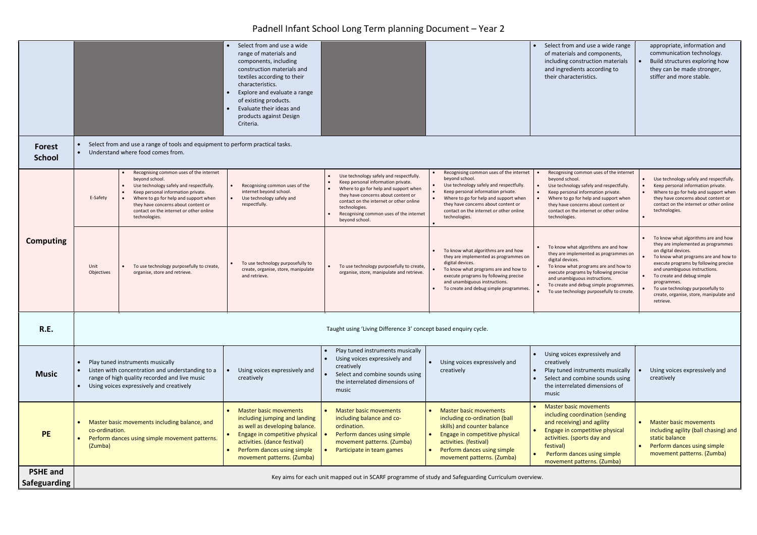# Padnell Infant School Long Term planning Document – Year 2

| | | | | | | | |
|---|---|---|---|---|---|---|---|
| | | | • Select from and use a wide range of materials and components, including construction materials and textiles according to their characteristics.<br>• Explore and evaluate a range of existing products.<br>• Evaluate their ideas and products against Design Criteria. | | | • Select from and use a wide range of materials and components, including construction materials and ingredients according to their characteristics. | appropriate, information and communication technology.<br>• Build structures exploring how they can be made stronger, stiffer and more stable. |
| **Forest School** | • Select from and use a range of tools and equipment to perform practical tasks.<br>• Understand where food comes from. | | | | | | |
| **Computing** | E-Safety | • Recognising common uses of the internet beyond school.<br>• Use technology safely and respectfully.<br>• Keep personal information private.<br>• Where to go for help and support when they have concerns about content or contact on the internet or other online technologies. | • Recognising common uses of the internet beyond school.<br>• Use technology safely and respectfully. | • Use technology safely and respectfully.<br>• Keep personal information private.<br>• Where to go for help and support when they have concerns about content or contact on the internet or other online technologies.<br>• Recognising common uses of the internet beyond school. | • Recognising common uses of the internet beyond school.<br>• Use technology safely and respectfully.<br>• Keep personal information private.<br>• Where to go for help and support when they have concerns about content or contact on the internet or other online technologies. | • Recognising common uses of the internet beyond school.<br>• Use technology safely and respectfully.<br>• Keep personal information private.<br>• Where to go for help and support when they have concerns about content or contact on the internet or other online technologies. | • Use technology safely and respectfully.<br>• Keep personal information private.<br>• Where to go for help and support when they have concerns about content or contact on the internet or other online technologies. |
| | Unit Objectives | • To use technology purposefully to create, organise, store and retrieve. | • To use technology purposefully to create, organise, store, manipulate and retrieve. | • To use technology purposefully to create, organise, store, manipulate and retrieve. | • To know what algorithms are and how they are implemented as programmes on digital devices.<br>• To know what programs are and how to execute programs by following precise and unambiguous instructions.<br>• To create and debug simple programmes. | • To know what algorithms are and how they are implemented as programmes on digital devices.<br>• To know what programs are and how to execute programs by following precise and unambiguous instructions.<br>• To create and debug simple programmes.<br>• To use technology purposefully to create. | • To know what algorithms are and how they are implemented as programmes on digital devices.<br>• To know what programs are and how to execute programs by following precise and unambiguous instructions.<br>• To create and debug simple programmes.<br>• To use technology purposefully to create, organise, store, manipulate and retrieve. |
| **R.E.** | Taught using 'Living Difference 3' concept based enquiry cycle. | | | | | | |
| **Music** | • Play tuned instruments musically<br>• Listen with concentration and understanding to a range of high quality recorded and live music<br>• Using voices expressively and creatively | | • Using voices expressively and creatively | • Play tuned instruments musically<br>• Using voices expressively and creatively<br>• Select and combine sounds using the interrelated dimensions of music | • Using voices expressively and creatively | • Using voices expressively and creatively<br>• Play tuned instruments musically<br>• Select and combine sounds using the interrelated dimensions of music | • Using voices expressively and creatively |
| **PE** | • Master basic movements including balance, and co-ordination.<br>• Perform dances using simple movement patterns. (Zumba) | | • Master basic movements including jumping and landing as well as developing balance.<br>• Engage in competitive physical activities. (dance festival)<br>• Perform dances using simple movement patterns. (Zumba) | • Master basic movements including balance and co-ordination.<br>• Perform dances using simple movement patterns. (Zumba)<br>• Participate in team games | • Master basic movements including co-ordination (ball skills) and counter balance<br>• Engage in competitive physical activities. (festival)<br>• Perform dances using simple movement patterns. (Zumba) | • Master basic movements including coordination (sending and receiving) and agility<br>• Engage in competitive physical activities. (sports day and festival)<br>• Perform dances using simple movement patterns. (Zumba) | • Master basic movements including agility (ball chasing) and static balance<br>• Perform dances using simple movement patterns. (Zumba) |
| **PSHE and Safeguarding** | Key aims for each unit mapped out in SCARF programme of study and Safeguarding Curriculum overview. | | | | | | |